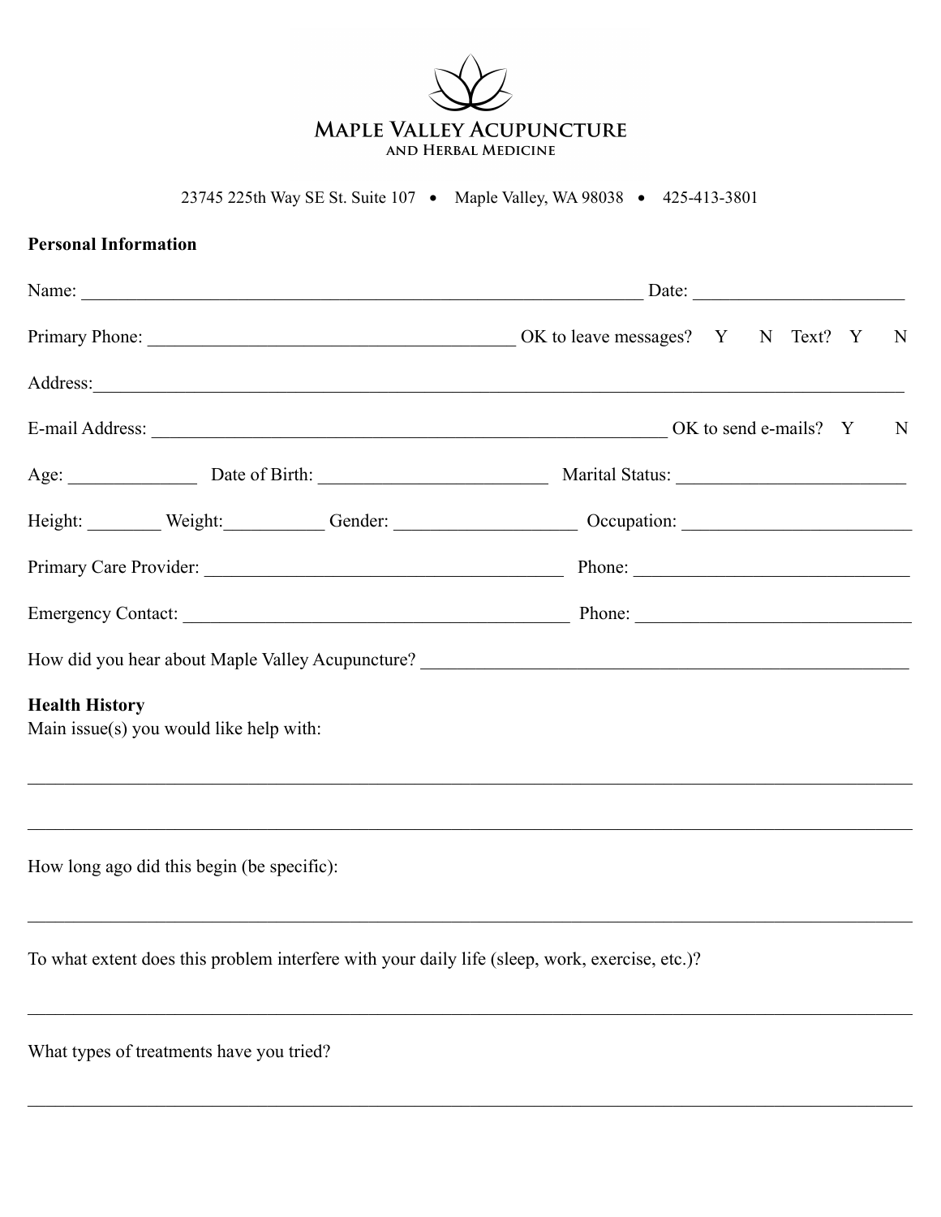# Maple Valley Acupuncture
## and Herbal Medicine

23745 225th Way SE St. Suite 107 • Maple Valley, WA 98038 • 425-413-3801

**Personal Information**

Name: _______________________________________________ Date: ____________________

Primary Phone: ________________________________ OK to leave messages? Y N Text? Y N

Address: ______________________________________________________________________

E-mail Address: ____________________________________________ OK to send e-mails? Y N

Age: ____________ Date of Birth: ______________________ Marital Status: ______________________

Height: _______ Weight: _________ Gender: ________________ Occupation: ______________________

Primary Care Provider: ________________________________ Phone: __________________________

Emergency Contact: ___________________________________ Phone: __________________________

How did you hear about Maple Valley Acupuncture? ____________________________________________

**Health History**

Main issue(s) you would like help with:

______________________________________________________________________________

______________________________________________________________________________

How long ago did this begin (be specific):

______________________________________________________________________________

To what extent does this problem interfere with your daily life (sleep, work, exercise, etc.)?

______________________________________________________________________________

What types of treatments have you tried?

______________________________________________________________________________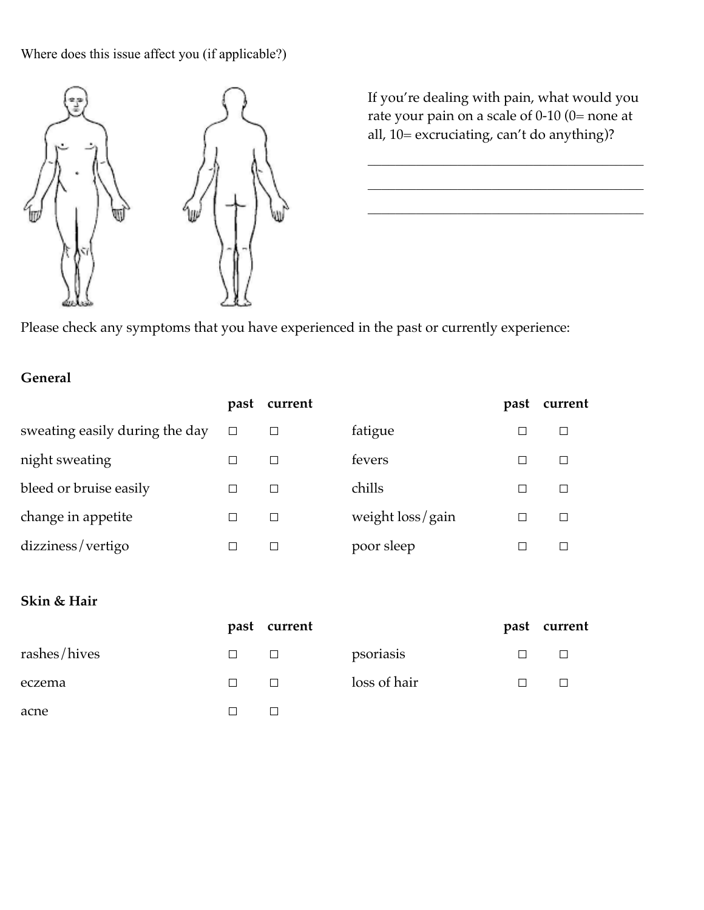Where does this issue affect you (if applicable?)

If you're dealing with pain, what would you rate your pain on a scale of 0-10 (0= none at all, 10= excruciating, can't do anything)?

\_\_\_\_\_\_\_\_\_\_\_\_\_\_\_\_\_\_\_\_\_\_\_\_\_\_\_\_\_\_\_\_\_\_\_\_\_\_\_\_

\_\_\_\_\_\_\_\_\_\_\_\_\_\_\_\_\_\_\_\_\_\_\_\_\_\_\_\_\_\_\_\_\_\_\_\_\_\_\_\_

\_\_\_\_\_\_\_\_\_\_\_\_\_\_\_\_\_\_\_\_\_\_\_\_\_\_\_\_\_\_\_\_\_\_\_\_\_\_\_\_

Please check any symptoms that you have experienced in the past or currently experience:

**General**

| | past | current | | past | current |
|---|---|---|---|---|---|
| sweating easily during the day | ☐ | ☐ | fatigue | ☐ | ☐ |
| night sweating | ☐ | ☐ | fevers | ☐ | ☐ |
| bleed or bruise easily | ☐ | ☐ | chills | ☐ | ☐ |
| change in appetite | ☐ | ☐ | weight loss/gain | ☐ | ☐ |
| dizziness/vertigo | ☐ | ☐ | poor sleep | ☐ | ☐ |

**Skin & Hair**

| | past | current | | past | current |
|---|---|---|---|---|---|
| rashes/hives | ☐ | ☐ | psoriasis | ☐ | ☐ |
| eczema | ☐ | ☐ | loss of hair | ☐ | ☐ |
| acne | ☐ | ☐ | | | |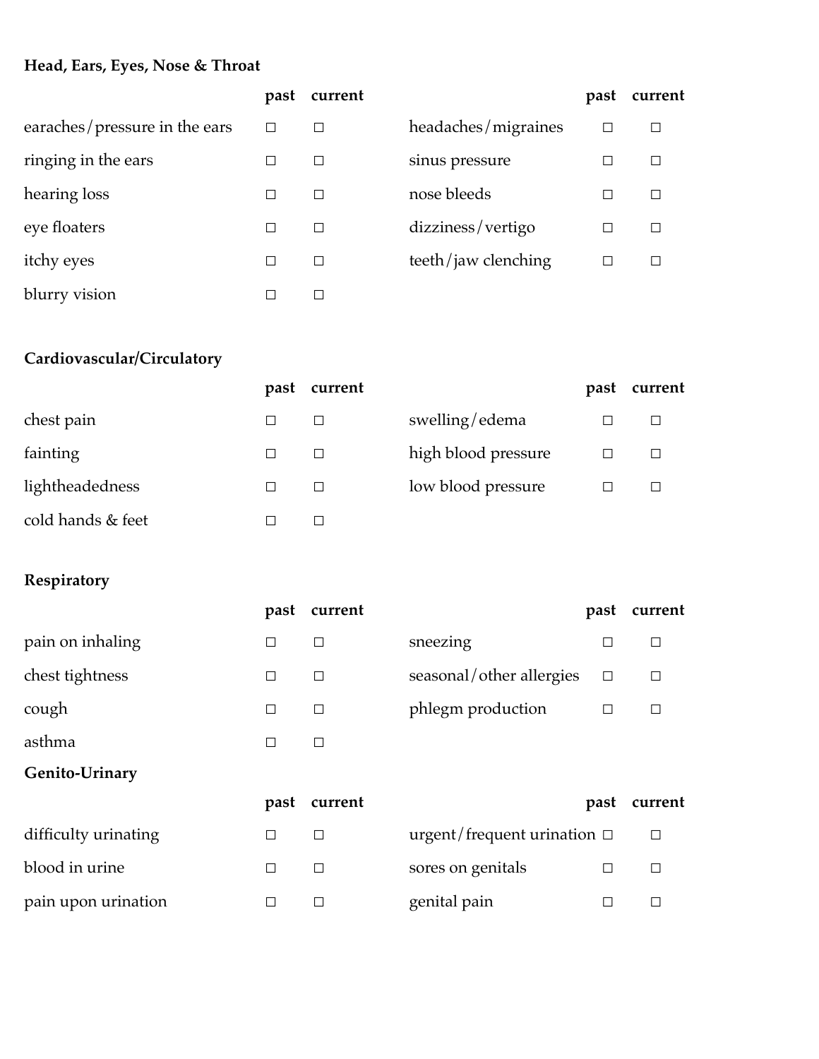**Head, Ears, Eyes, Nose & Throat**

| | past | current | | past | current |
|---|---|---|---|---|---|
| earaches/pressure in the ears | □ | □ | headaches/migraines | □ | □ |
| ringing in the ears | □ | □ | sinus pressure | □ | □ |
| hearing loss | □ | □ | nose bleeds | □ | □ |
| eye floaters | □ | □ | dizziness/vertigo | □ | □ |
| itchy eyes | □ | □ | teeth/jaw clenching | □ | □ |
| blurry vision | □ | □ | | | |

**Cardiovascular/Circulatory**

| | past | current | | past | current |
|---|---|---|---|---|---|
| chest pain | □ | □ | swelling/edema | □ | □ |
| fainting | □ | □ | high blood pressure | □ | □ |
| lightheadedness | □ | □ | low blood pressure | □ | □ |
| cold hands & feet | □ | □ | | | |

**Respiratory**

| | past | current | | past | current |
|---|---|---|---|---|---|
| pain on inhaling | □ | □ | sneezing | □ | □ |
| chest tightness | □ | □ | seasonal/other allergies | □ | □ |
| cough | □ | □ | phlegm production | □ | □ |
| asthma | □ | □ | | | |

**Genito-Urinary**

| | past | current | | past | current |
|---|---|---|---|---|---|
| difficulty urinating | □ | □ | urgent/frequent urination | □ | □ |
| blood in urine | □ | □ | sores on genitals | □ | □ |
| pain upon urination | □ | □ | genital pain | □ | □ |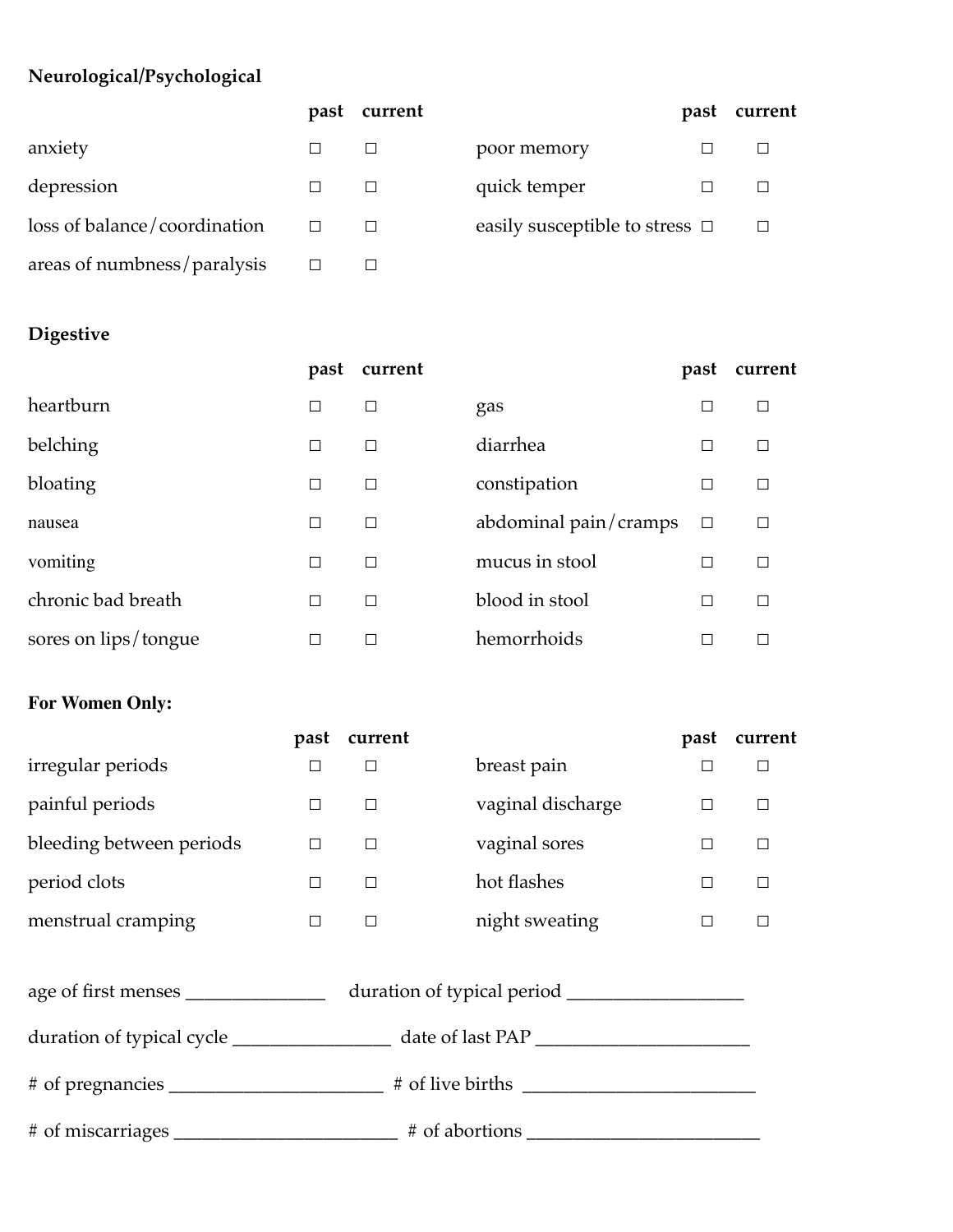**Neurological/Psychological**

| | past | current | | past | current |
|---|---|---|---|---|---|
| anxiety | ☐ | ☐ | poor memory | ☐ | ☐ |
| depression | ☐ | ☐ | quick temper | ☐ | ☐ |
| loss of balance/coordination | ☐ | ☐ | easily susceptible to stress | ☐ | ☐ |
| areas of numbness/paralysis | ☐ | ☐ | | | |

**Digestive**

| | past | current | | past | current |
|---|---|---|---|---|---|
| heartburn | ☐ | ☐ | gas | ☐ | ☐ |
| belching | ☐ | ☐ | diarrhea | ☐ | ☐ |
| bloating | ☐ | ☐ | constipation | ☐ | ☐ |
| nausea | ☐ | ☐ | abdominal pain/cramps | ☐ | ☐ |
| vomiting | ☐ | ☐ | mucus in stool | ☐ | ☐ |
| chronic bad breath | ☐ | ☐ | blood in stool | ☐ | ☐ |
| sores on lips/tongue | ☐ | ☐ | hemorrhoids | ☐ | ☐ |

**For Women Only:**

| | past | current | | past | current |
|---|---|---|---|---|---|
| irregular periods | ☐ | ☐ | breast pain | ☐ | ☐ |
| painful periods | ☐ | ☐ | vaginal discharge | ☐ | ☐ |
| bleeding between periods | ☐ | ☐ | vaginal sores | ☐ | ☐ |
| period clots | ☐ | ☐ | hot flashes | ☐ | ☐ |
| menstrual cramping | ☐ | ☐ | night sweating | ☐ | ☐ |

age of first menses _______________ duration of typical period ___________________

duration of typical cycle _________________ date of last PAP _______________________

# of pregnancies _______________________ # of live births _________________________

# of miscarriages ________________________ # of abortions _________________________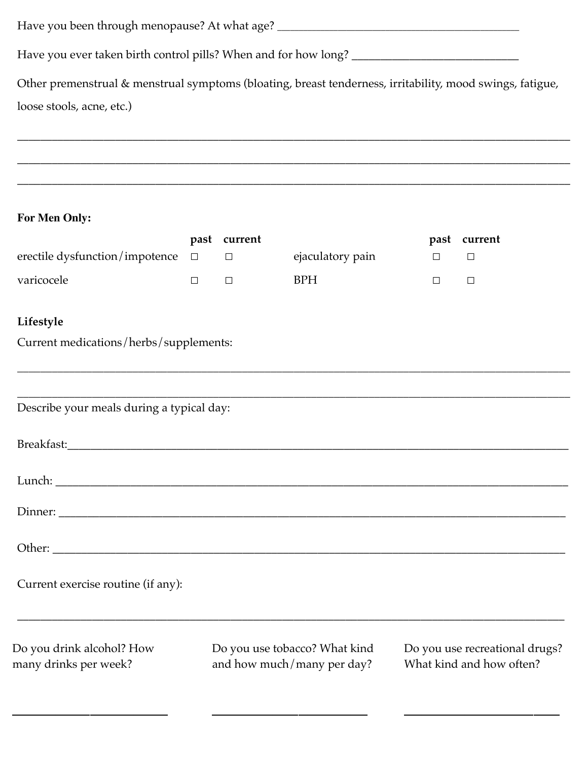Have you been through menopause? At what age? ___________________________________________

Have you ever taken birth control pills? When and for how long? ___________________________

Other premenstrual & menstrual symptoms (bloating, breast tenderness, irritability, mood swings, fatigue, loose stools, acne, etc.)

_______________________________________________________________________________________

_______________________________________________________________________________________

_______________________________________________________________________________________

**For Men Only:**

| | **past** | **current** | | **past** | **current** |
|---|---|---|---|---|---|
| erectile dysfunction/impotence | □ | □ | ejaculatory pain | □ | □ |
| varicocele | □ | □ | BPH | □ | □ |

**Lifestyle**

Current medications/herbs/supplements:

_______________________________________________________________________________________

_______________________________________________________________________________________

Describe your meals during a typical day:

Breakfast:______________________________________________________________________________

Lunch: ________________________________________________________________________________

Dinner: _______________________________________________________________________________

Other: ________________________________________________________________________________

Current exercise routine (if any):

_______________________________________________________________________________________

Do you drink alcohol? How many drinks per week?

_________________________

Do you use tobacco? What kind and how much/many per day?

_________________________

Do you use recreational drugs? What kind and how often?

_________________________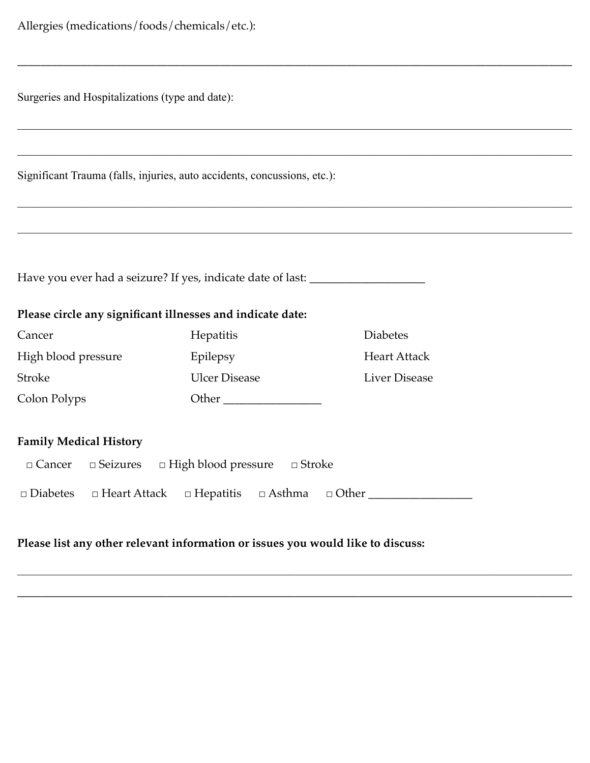Allergies (medications/foods/chemicals/etc.):

_______________________________________________________________________________________________

Surgeries and Hospitalizations (type and date):

_______________________________________________________________________________________________

_______________________________________________________________________________________________

Significant Trauma (falls, injuries, auto accidents, concussions, etc.):

_______________________________________________________________________________________________

_______________________________________________________________________________________________

Have you ever had a seizure? If yes, indicate date of last: ___________________

**Please circle any significant illnesses and indicate date:**

| | | |
|---|---|---|
| Cancer | Hepatitis | Diabetes |
| High blood pressure | Epilepsy | Heart Attack |
| Stroke | Ulcer Disease | Liver Disease |
| Colon Polyps | Other ________________ | |

**Family Medical History**

□ Cancer □ Seizures □ High blood pressure □ Stroke

□ Diabetes □ Heart Attack □ Hepatitis □ Asthma □ Other _________________

**Please list any other relevant information or issues you would like to discuss:**

_______________________________________________________________________________________________

_______________________________________________________________________________________________